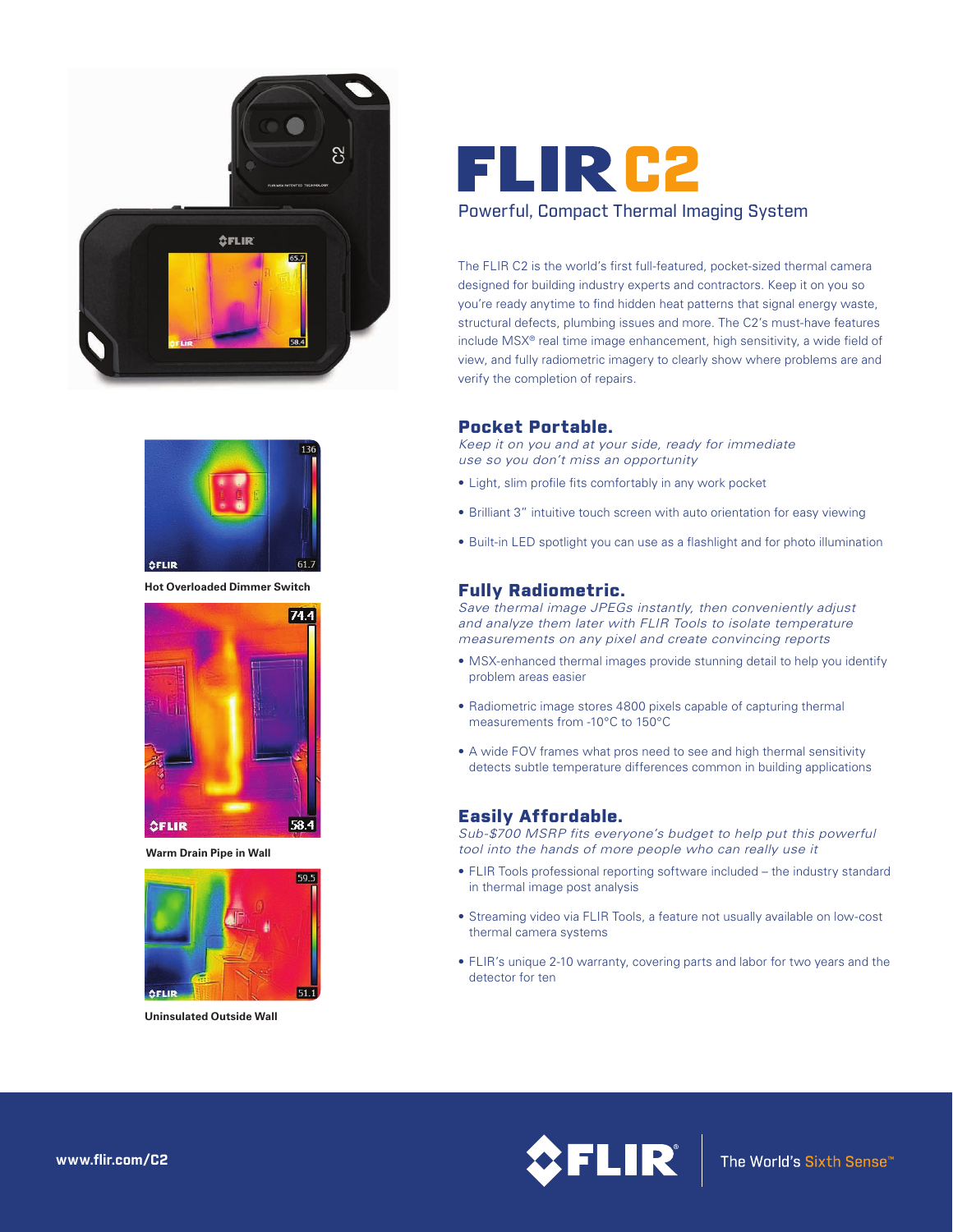# FLIR C2

## Powerful, Compact Thermal Imaging System

The FLIR C2 is the world's first full-featured, pocket-sized thermal camera designed for building industry experts and contractors. Keep it on you so you're ready anytime to find hidden heat patterns that signal energy waste, structural defects, plumbing issues and more. The C2's must-have features include MSX® real time image enhancement, high sensitivity, a wide field of view, and fully radiometric imagery to clearly show where problems are and verify the completion of repairs.

Hot Overloaded Dimmer Switch

Warm Drain Pipe in Wall

Uninsulated Outside Wall

### Pocket Portable.

*Keep it on you and at your side, ready for immediate use so you don't miss an opportunity*

- Light, slim profile fits comfortably in any work pocket
- Brilliant 3" intuitive touch screen with auto orientation for easy viewing
- Built-in LED spotlight you can use as a flashlight and for photo illumination

### Fully Radiometric.

*Save thermal image JPEGs instantly, then conveniently adjust and analyze them later with FLIR Tools to isolate temperature measurements on any pixel and create convincing reports*

- MSX-enhanced thermal images provide stunning detail to help you identify problem areas easier
- Radiometric image stores 4800 pixels capable of capturing thermal measurements from -10°C to 150°C
- A wide FOV frames what pros need to see and high thermal sensitivity detects subtle temperature differences common in building applications

### Easily Affordable.

*Sub-$700 MSRP fits everyone's budget to help put this powerful tool into the hands of more people who can really use it*

- FLIR Tools professional reporting software included – the industry standard in thermal image post analysis
- Streaming video via FLIR Tools, a feature not usually available on low-cost thermal camera systems
- FLIR's unique 2-10 warranty, covering parts and labor for two years and the detector for ten

www.flir.com/C2

FLIR® | The World's Sixth Sense™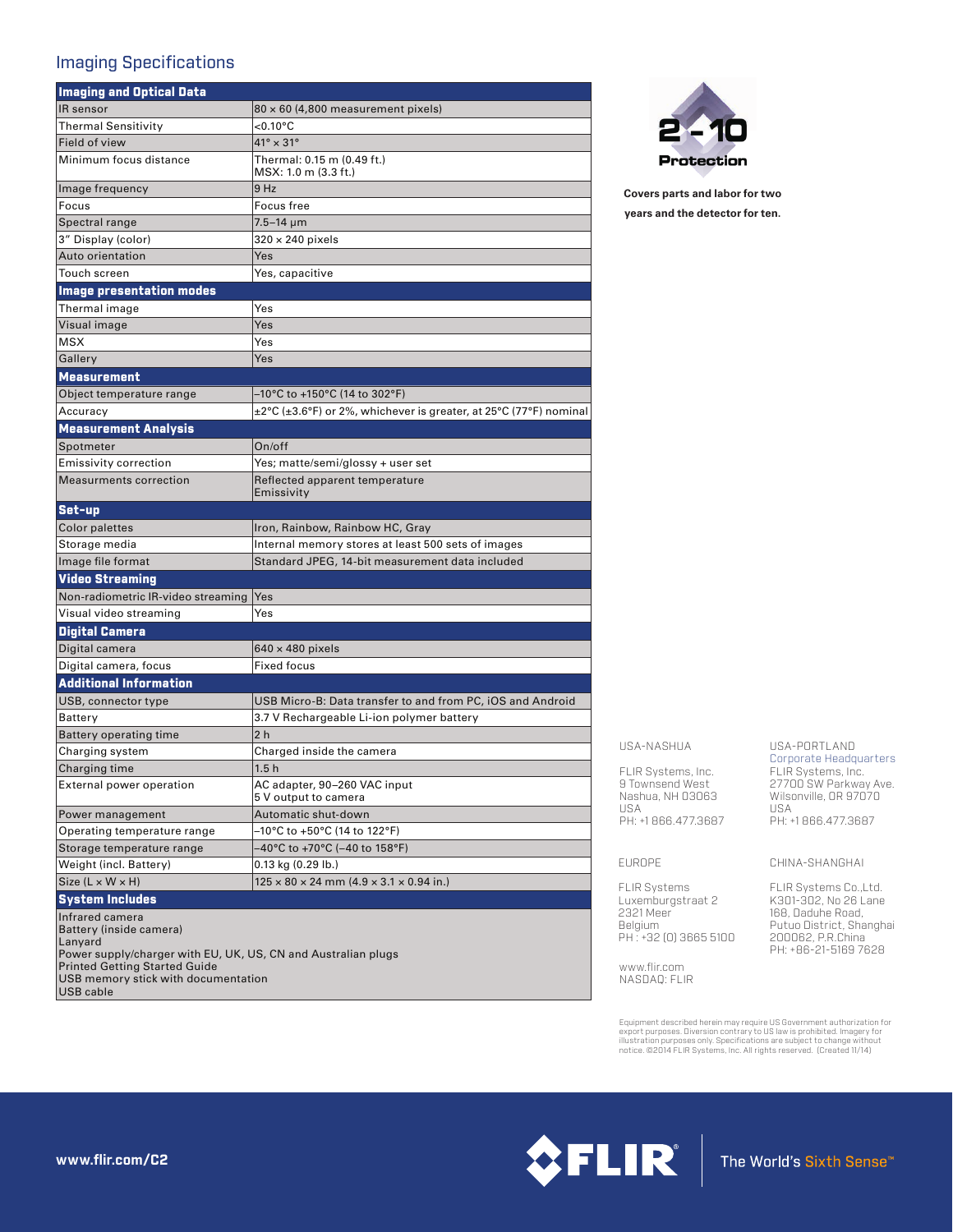## Imaging Specifications

| | |
|---|---|
| **Imaging and Optical Data** | |
| IR sensor | 80 × 60 (4,800 measurement pixels) |
| Thermal Sensitivity | <0.10°C |
| Field of view | 41° × 31° |
| Minimum focus distance | Thermal: 0.15 m (0.49 ft.)<br>MSX: 1.0 m (3.3 ft.) |
| Image frequency | 9 Hz |
| Focus | Focus free |
| Spectral range | 7.5–14 µm |
| 3" Display (color) | 320 × 240 pixels |
| Auto orientation | Yes |
| Touch screen | Yes, capacitive |
| **Image presentation modes** | |
| Thermal image | Yes |
| Visual image | Yes |
| MSX | Yes |
| Gallery | Yes |
| **Measurement** | |
| Object temperature range | –10°C to +150°C (14 to 302°F) |
| Accuracy | ±2°C (±3.6°F) or 2%, whichever is greater, at 25°C (77°F) nominal |
| **Measurement Analysis** | |
| Spotmeter | On/off |
| Emissivity correction | Yes; matte/semi/glossy + user set |
| Measurments correction | Reflected apparent temperature<br>Emissivity |
| **Set-up** | |
| Color palettes | Iron, Rainbow, Rainbow HC, Gray |
| Storage media | Internal memory stores at least 500 sets of images |
| Image file format | Standard JPEG, 14-bit measurement data included |
| **Video Streaming** | |
| Non-radiometric IR-video streaming | Yes |
| Visual video streaming | Yes |
| **Digital Camera** | |
| Digital camera | 640 × 480 pixels |
| Digital camera, focus | Fixed focus |
| **Additional Information** | |
| USB, connector type | USB Micro-B: Data transfer to and from PC, iOS and Android |
| Battery | 3.7 V Rechargeable Li-ion polymer battery |
| Battery operating time | 2 h |
| Charging system | Charged inside the camera |
| Charging time | 1.5 h |
| External power operation | AC adapter, 90–260 VAC input<br>5 V output to camera |
| Power management | Automatic shut-down |
| Operating temperature range | –10°C to +50°C (14 to 122°F) |
| Storage temperature range | –40°C to +70°C (–40 to 158°F) |
| Weight (incl. Battery) | 0.13 kg (0.29 lb.) |
| Size (L × W × H) | 125 × 80 × 24 mm (4.9 × 3.1 × 0.94 in.) |
| **System Includes** | |
| Infrared camera<br>Battery (inside camera)<br>Lanyard<br>Power supply/charger with EU, UK, US, CN and Australian plugs<br>Printed Getting Started Guide<br>USB memory stick with documentation<br>USB cable | |

2-10 Protection

**Covers parts and labor for two years and the detector for ten.**

USA-NASHUA

FLIR Systems, Inc.
9 Townsend West
Nashua, NH 03063
USA
PH: +1 866.477.3687

USA-PORTLAND
Corporate Headquarters
FLIR Systems, Inc.
27700 SW Parkway Ave.
Wilsonville, OR 97070
USA
PH: +1 866.477.3687

EUROPE

FLIR Systems
Luxemburgstraat 2
2321 Meer
Belgium
PH : +32 (0) 3665 5100

CHINA-SHANGHAI

FLIR Systems Co.,Ltd.
K301-302, No 26 Lane
168, Daduhe Road,
Putuo District, Shanghai
200062, P.R.China
PH: +86-21-5169 7628

www.flir.com
NASDAQ: FLIR

Equipment described herein may require US Government authorization for export purposes. Diversion contrary to US law is prohibited. Imagery for illustration purposes only. Specifications are subject to change without notice. ©2014 FLIR Systems, Inc. All rights reserved. (Created 11/14)

www.flir.com/C2

FLIR® The World's Sixth Sense™